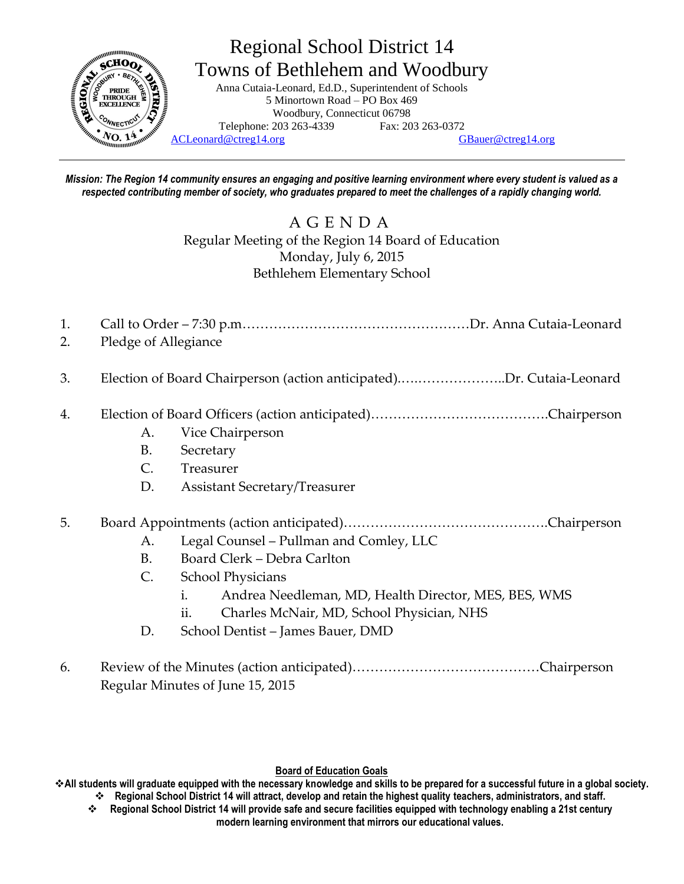# Regional School District 14
## Towns of Bethlehem and Woodbury

Anna Cutaia-Leonard, Ed.D., Superintendent of Schools
5 Minortown Road – PO Box 469
Woodbury, Connecticut 06798
Telephone: 203 263-4339 Fax: 203 263-0372
ACLeonard@ctreg14.org GBauer@ctreg14.org

***Mission: The Region 14 community ensures an engaging and positive learning environment where every student is valued as a respected contributing member of society, who graduates prepared to meet the challenges of a rapidly changing world.***

## AGENDA

Regular Meeting of the Region 14 Board of Education
Monday, July 6, 2015
Bethlehem Elementary School

1. Call to Order – 7:30 p.m……………………………………………Dr. Anna Cutaia-Leonard
2. Pledge of Allegiance
3. Election of Board Chairperson (action anticipated)…..………………..Dr. Cutaia-Leonard
4. Election of Board Officers (action anticipated)………………………………….Chairperson
   - A. Vice Chairperson
   - B. Secretary
   - C. Treasurer
   - D. Assistant Secretary/Treasurer
5. Board Appointments (action anticipated)……………………………………….Chairperson
   - A. Legal Counsel – Pullman and Comley, LLC
   - B. Board Clerk – Debra Carlton
   - C. School Physicians
     - i. Andrea Needleman, MD, Health Director, MES, BES, WMS
     - ii. Charles McNair, MD, School Physician, NHS
   - D. School Dentist – James Bauer, DMD
6. Review of the Minutes (action anticipated)……………………………………Chairperson
   Regular Minutes of June 15, 2015

**Board of Education Goals**

- **All students will graduate equipped with the necessary knowledge and skills to be prepared for a successful future in a global society.**
- **Regional School District 14 will attract, develop and retain the highest quality teachers, administrators, and staff.**
- **Regional School District 14 will provide safe and secure facilities equipped with technology enabling a 21st century modern learning environment that mirrors our educational values.**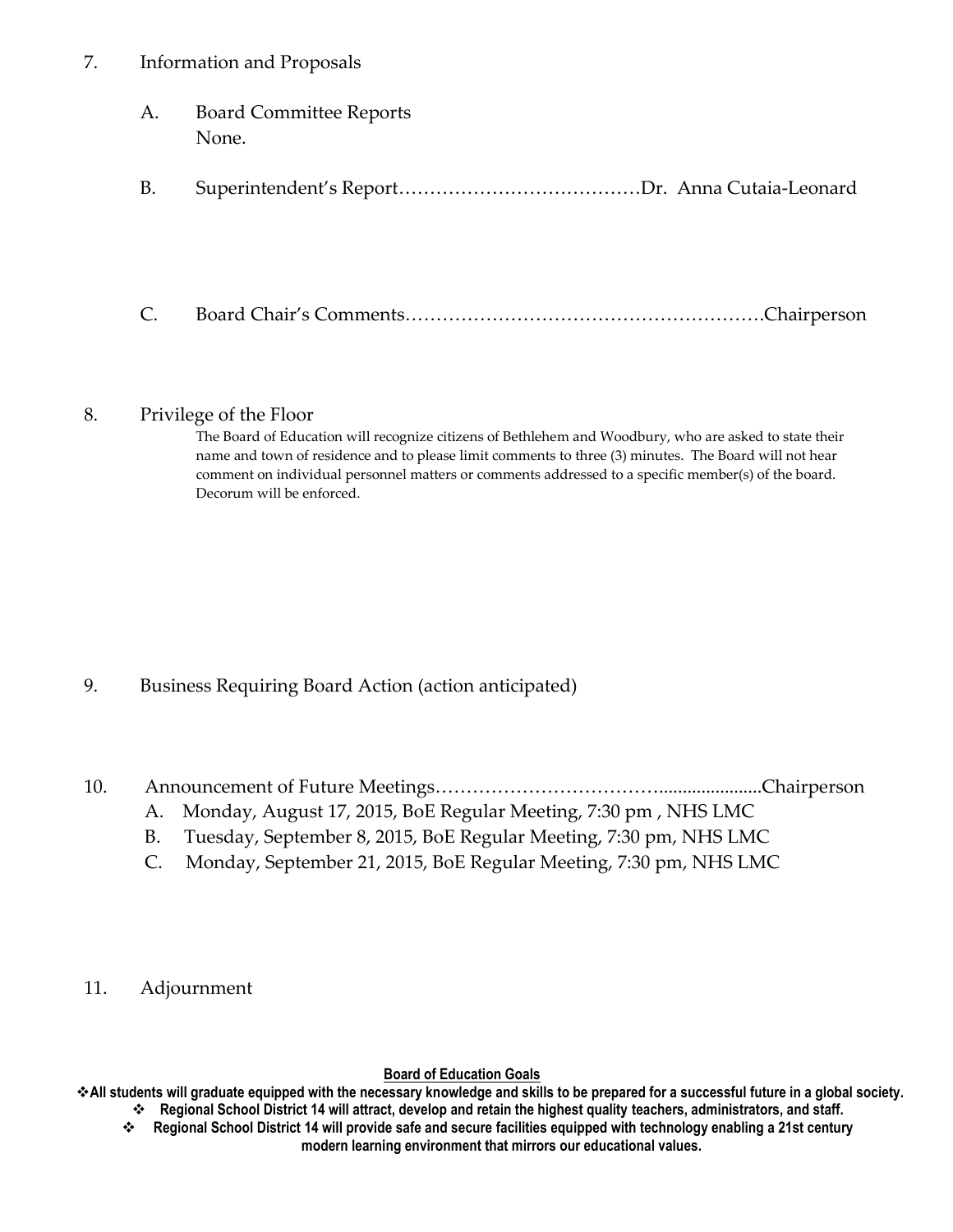7. Information and Proposals

   A. Board Committee Reports
      None.

   B. Superintendent's Report…………………………………Dr. Anna Cutaia-Leonard

   C. Board Chair's Comments…………………………………………………Chairperson

8. Privilege of the Floor

   The Board of Education will recognize citizens of Bethlehem and Woodbury, who are asked to state their name and town of residence and to please limit comments to three (3) minutes. The Board will not hear comment on individual personnel matters or comments addressed to a specific member(s) of the board. Decorum will be enforced.

9. Business Requiring Board Action (action anticipated)

10. Announcement of Future Meetings……………………………......................Chairperson

    A. Monday, August 17, 2015, BoE Regular Meeting, 7:30 pm , NHS LMC
    B. Tuesday, September 8, 2015, BoE Regular Meeting, 7:30 pm, NHS LMC
    C. Monday, September 21, 2015, BoE Regular Meeting, 7:30 pm, NHS LMC

11. Adjournment

**Board of Education Goals**

- **All students will graduate equipped with the necessary knowledge and skills to be prepared for a successful future in a global society.**
- **Regional School District 14 will attract, develop and retain the highest quality teachers, administrators, and staff.**
- **Regional School District 14 will provide safe and secure facilities equipped with technology enabling a 21st century modern learning environment that mirrors our educational values.**